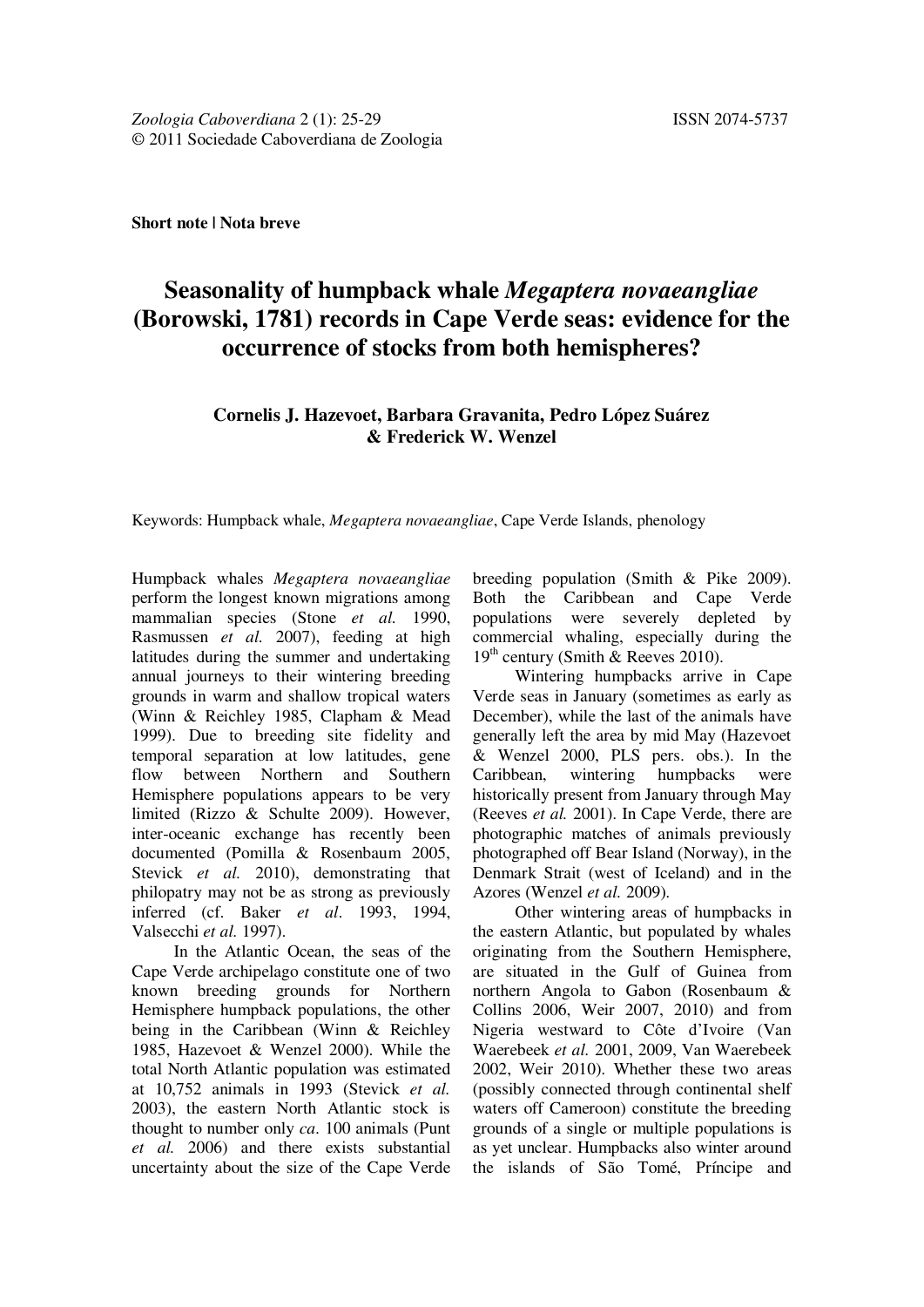Short note | Nota breve

# Seasonality of humpback whale *Megaptera novaeangliae* (Borowski, 1781) records in Cape Verde seas: evidence for the occurrence of stocks from both hemispheres?

**Cornelis J. Hazevoet, Barbara Gravanita, Pedro López Suárez & Frederick W. Wenzel**

Keywords: Humpback whale, *Megaptera novaeangliae*, Cape Verde Islands, phenology

Humpback whales *Megaptera novaeangliae* perform the longest known migrations among mammalian species (Stone *et al.* 1990, Rasmussen *et al.* 2007), feeding at high latitudes during the summer and undertaking annual journeys to their wintering breeding grounds in warm and shallow tropical waters (Winn & Reichley 1985, Clapham & Mead 1999). Due to breeding site fidelity and temporal separation at low latitudes, gene flow between Northern and Southern Hemisphere populations appears to be very limited (Rizzo & Schulte 2009). However, inter-oceanic exchange has recently been documented (Pomilla & Rosenbaum 2005, Stevick *et al.* 2010), demonstrating that philopatry may not be as strong as previously inferred (cf. Baker *et al*. 1993, 1994, Valsecchi *et al.* 1997).

In the Atlantic Ocean, the seas of the Cape Verde archipelago constitute one of two known breeding grounds for Northern Hemisphere humpback populations, the other being in the Caribbean (Winn & Reichley 1985, Hazevoet & Wenzel 2000). While the total North Atlantic population was estimated at 10,752 animals in 1993 (Stevick *et al.* 2003), the eastern North Atlantic stock is thought to number only *ca*. 100 animals (Punt *et al.* 2006) and there exists substantial uncertainty about the size of the Cape Verde breeding population (Smith & Pike 2009). Both the Caribbean and Cape Verde populations were severely depleted by commercial whaling, especially during the 19th century (Smith & Reeves 2010).

Wintering humpbacks arrive in Cape Verde seas in January (sometimes as early as December), while the last of the animals have generally left the area by mid May (Hazevoet & Wenzel 2000, PLS pers. obs.). In the Caribbean, wintering humpbacks were historically present from January through May (Reeves *et al.* 2001). In Cape Verde, there are photographic matches of animals previously photographed off Bear Island (Norway), in the Denmark Strait (west of Iceland) and in the Azores (Wenzel *et al.* 2009).

Other wintering areas of humpbacks in the eastern Atlantic, but populated by whales originating from the Southern Hemisphere, are situated in the Gulf of Guinea from northern Angola to Gabon (Rosenbaum & Collins 2006, Weir 2007, 2010) and from Nigeria westward to Côte d'Ivoire (Van Waerebeek *et al.* 2001, 2009, Van Waerebeek 2002, Weir 2010). Whether these two areas (possibly connected through continental shelf waters off Cameroon) constitute the breeding grounds of a single or multiple populations is as yet unclear. Humpbacks also winter around the islands of São Tomé, Príncipe and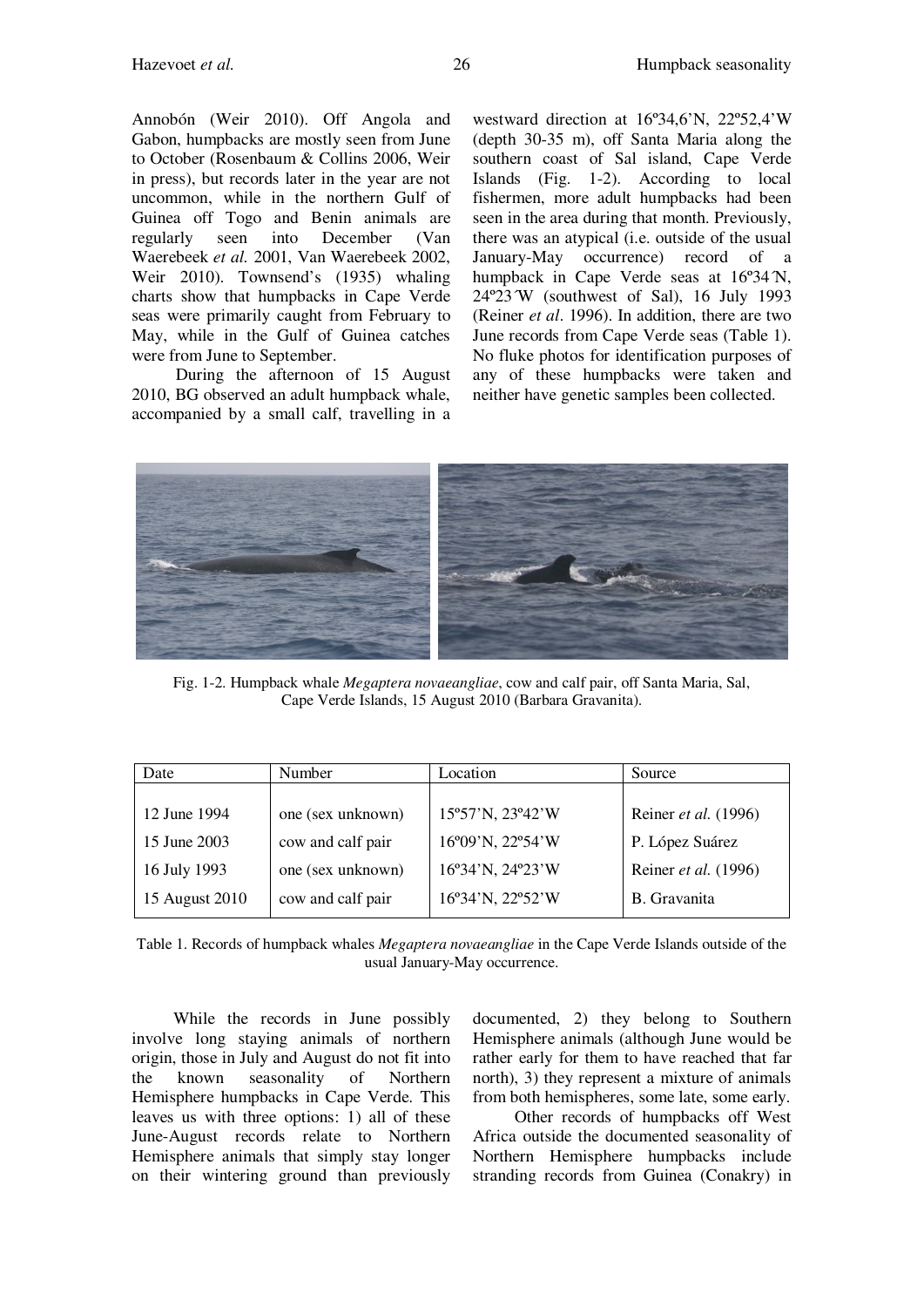Annobón (Weir 2010). Off Angola and Gabon, humpbacks are mostly seen from June to October (Rosenbaum & Collins 2006, Weir in press), but records later in the year are not uncommon, while in the northern Gulf of Guinea off Togo and Benin animals are regularly seen into December (Van Waerebeek *et al.* 2001, Van Waerebeek 2002, Weir 2010). Townsend's (1935) whaling charts show that humpbacks in Cape Verde seas were primarily caught from February to May, while in the Gulf of Guinea catches were from June to September.

During the afternoon of 15 August 2010, BG observed an adult humpback whale, accompanied by a small calf, travelling in a westward direction at 16º34,6'N, 22º52,4'W (depth 30-35 m), off Santa Maria along the southern coast of Sal island, Cape Verde Islands (Fig. 1-2). According to local fishermen, more adult humpbacks had been seen in the area during that month. Previously, there was an atypical (i.e. outside of the usual January-May occurrence) record of a humpback in Cape Verde seas at 16º34´N, 24º23´W (southwest of Sal), 16 July 1993 (Reiner *et al*. 1996). In addition, there are two June records from Cape Verde seas (Table 1). No fluke photos for identification purposes of any of these humpbacks were taken and neither have genetic samples been collected.

Fig. 1-2. Humpback whale *Megaptera novaeangliae*, cow and calf pair, off Santa Maria, Sal, Cape Verde Islands, 15 August 2010 (Barbara Gravanita).

| Date | Number | Location | Source |
|---|---|---|---|
| 12 June 1994 | one (sex unknown) | 15º57'N, 23º42'W | Reiner *et al.* (1996) |
| 15 June 2003 | cow and calf pair | 16º09'N, 22º54'W | P. López Suárez |
| 16 July 1993 | one (sex unknown) | 16º34'N, 24º23'W | Reiner *et al.* (1996) |
| 15 August 2010 | cow and calf pair | 16º34'N, 22º52'W | B. Gravanita |

Table 1. Records of humpback whales *Megaptera novaeangliae* in the Cape Verde Islands outside of the usual January-May occurrence.

While the records in June possibly involve long staying animals of northern origin, those in July and August do not fit into the known seasonality of Northern Hemisphere humpbacks in Cape Verde. This leaves us with three options: 1) all of these June-August records relate to Northern Hemisphere animals that simply stay longer on their wintering ground than previously documented, 2) they belong to Southern Hemisphere animals (although June would be rather early for them to have reached that far north), 3) they represent a mixture of animals from both hemispheres, some late, some early.

Other records of humpbacks off West Africa outside the documented seasonality of Northern Hemisphere humpbacks include stranding records from Guinea (Conakry) in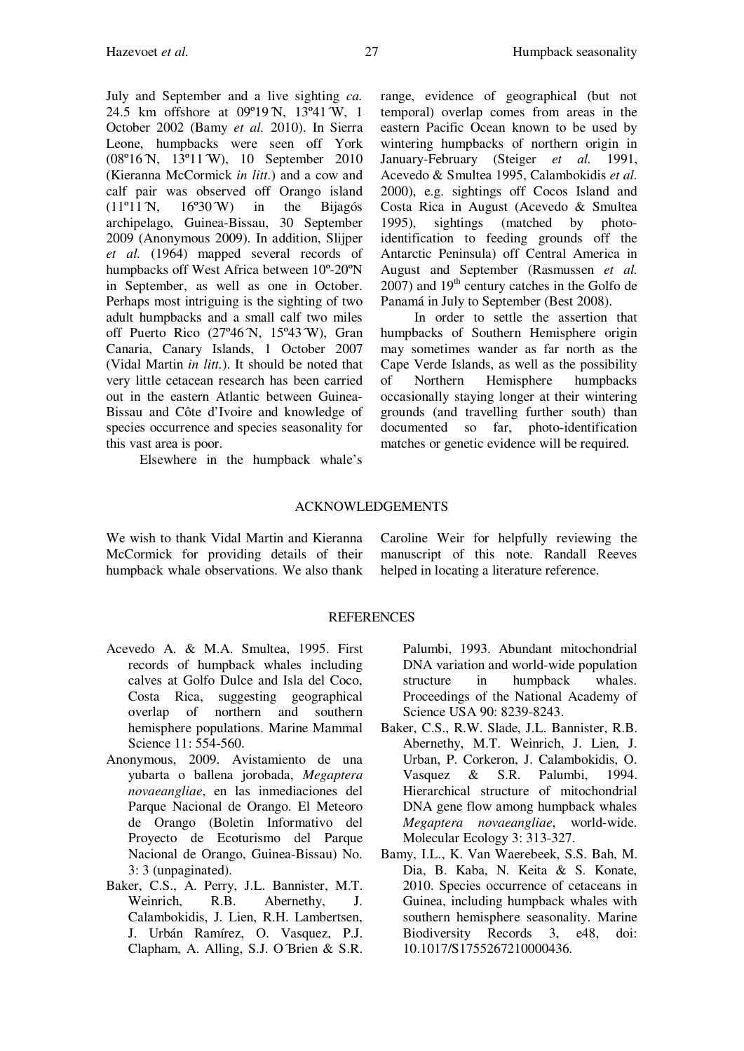July and September and a live sighting *ca.* 24.5 km offshore at 09º19´N, 13º41´W, 1 October 2002 (Bamy *et al.* 2010). In Sierra Leone, humpbacks were seen off York (08º16´N, 13º11´W), 10 September 2010 (Kieranna McCormick *in litt*.) and a cow and calf pair was observed off Orango island (11º11´N, 16º30´W) in the Bijagós archipelago, Guinea-Bissau, 30 September 2009 (Anonymous 2009). In addition, Slijper *et al.* (1964) mapped several records of humpbacks off West Africa between 10º-20ºN in September, as well as one in October. Perhaps most intriguing is the sighting of two adult humpbacks and a small calf two miles off Puerto Rico (27º46´N, 15º43´W), Gran Canaria, Canary Islands, 1 October 2007 (Vidal Martin *in litt.*). It should be noted that very little cetacean research has been carried out in the eastern Atlantic between Guinea-Bissau and Côte d'Ivoire and knowledge of species occurrence and species seasonality for this vast area is poor.

Elsewhere in the humpback whale's range, evidence of geographical (but not temporal) overlap comes from areas in the eastern Pacific Ocean known to be used by wintering humpbacks of northern origin in January-February (Steiger *et al.* 1991, Acevedo & Smultea 1995, Calambokidis *et al.* 2000), e.g. sightings off Cocos Island and Costa Rica in August (Acevedo & Smultea 1995), sightings (matched by photo-identification to feeding grounds off the Antarctic Peninsula) off Central America in August and September (Rasmussen *et al.* 2007) and 19th century catches in the Golfo de Panamá in July to September (Best 2008).

In order to settle the assertion that humpbacks of Southern Hemisphere origin may sometimes wander as far north as the Cape Verde Islands, as well as the possibility of Northern Hemisphere humpbacks occasionally staying longer at their wintering grounds (and travelling further south) than documented so far, photo-identification matches or genetic evidence will be required.

## ACKNOWLEDGEMENTS

We wish to thank Vidal Martin and Kieranna McCormick for providing details of their humpback whale observations. We also thank Caroline Weir for helpfully reviewing the manuscript of this note. Randall Reeves helped in locating a literature reference.

## REFERENCES

Acevedo A. & M.A. Smultea, 1995. First records of humpback whales including calves at Golfo Dulce and Isla del Coco, Costa Rica, suggesting geographical overlap of northern and southern hemisphere populations. Marine Mammal Science 11: 554-560.

Anonymous, 2009. Avistamiento de una yubarta o ballena jorobada, *Megaptera novaeangliae*, en las inmediaciones del Parque Nacional de Orango. El Meteoro de Orango (Boletin Informativo del Proyecto de Ecoturismo del Parque Nacional de Orango, Guinea-Bissau) No. 3: 3 (unpaginated).

Baker, C.S., A. Perry, J.L. Bannister, M.T. Weinrich, R.B. Abernethy, J. Calambokidis, J. Lien, R.H. Lambertsen, J. Urbán Ramírez, O. Vasquez, P.J. Clapham, A. Alling, S.J. O´Brien & S.R. Palumbi, 1993. Abundant mitochondrial DNA variation and world-wide population structure in humpback whales. Proceedings of the National Academy of Science USA 90: 8239-8243.

Baker, C.S., R.W. Slade, J.L. Bannister, R.B. Abernethy, M.T. Weinrich, J. Lien, J. Urban, P. Corkeron, J. Calambokidis, O. Vasquez & S.R. Palumbi, 1994. Hierarchical structure of mitochondrial DNA gene flow among humpback whales *Megaptera novaeangliae*, world-wide. Molecular Ecology 3: 313-327.

Bamy, I.L., K. Van Waerebeek, S.S. Bah, M. Dia, B. Kaba, N. Keita & S. Konate, 2010. Species occurrence of cetaceans in Guinea, including humpback whales with southern hemisphere seasonality. Marine Biodiversity Records 3, e48, doi: 10.1017/S1755267210000436.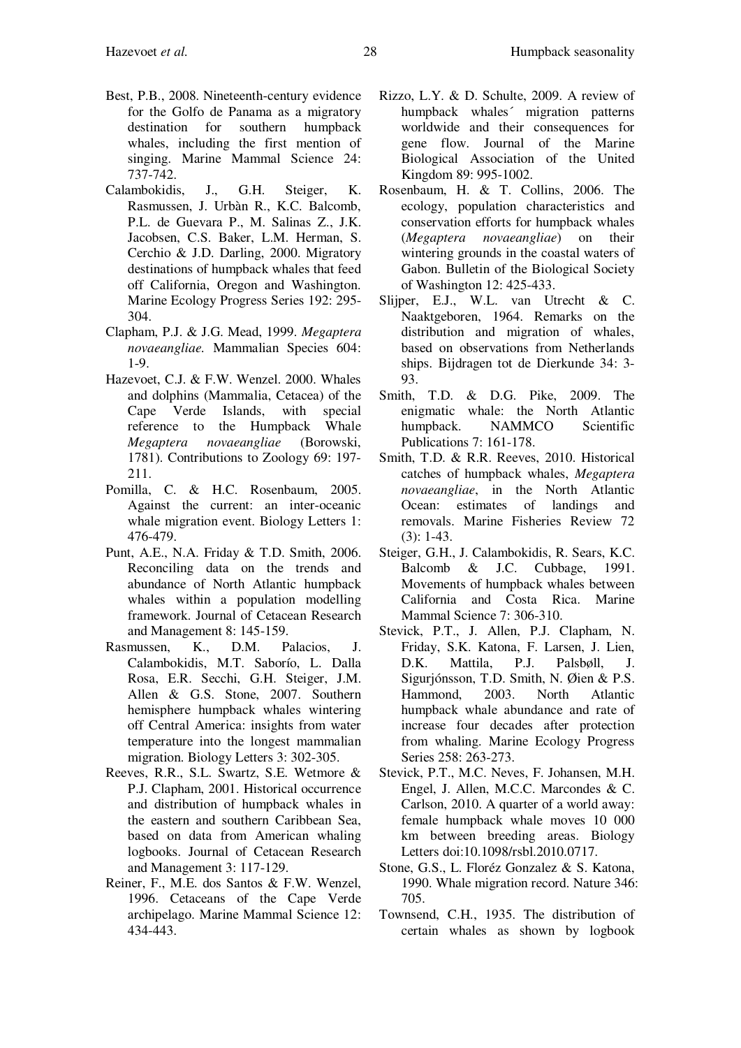Best, P.B., 2008. Nineteenth-century evidence for the Golfo de Panama as a migratory destination for southern humpback whales, including the first mention of singing. Marine Mammal Science 24: 737-742.

Calambokidis, J., G.H. Steiger, K. Rasmussen, J. Urbàn R., K.C. Balcomb, P.L. de Guevara P., M. Salinas Z., J.K. Jacobsen, C.S. Baker, L.M. Herman, S. Cerchio & J.D. Darling, 2000. Migratory destinations of humpback whales that feed off California, Oregon and Washington. Marine Ecology Progress Series 192: 295-304.

Clapham, P.J. & J.G. Mead, 1999. *Megaptera novaeangliae.* Mammalian Species 604: 1-9.

Hazevoet, C.J. & F.W. Wenzel. 2000. Whales and dolphins (Mammalia, Cetacea) of the Cape Verde Islands, with special reference to the Humpback Whale *Megaptera novaeangliae* (Borowski, 1781). Contributions to Zoology 69: 197-211.

Pomilla, C. & H.C. Rosenbaum, 2005. Against the current: an inter-oceanic whale migration event. Biology Letters 1: 476-479.

Punt, A.E., N.A. Friday & T.D. Smith, 2006. Reconciling data on the trends and abundance of North Atlantic humpback whales within a population modelling framework. Journal of Cetacean Research and Management 8: 145-159.

Rasmussen, K., D.M. Palacios, J. Calambokidis, M.T. Saborío, L. Dalla Rosa, E.R. Secchi, G.H. Steiger, J.M. Allen & G.S. Stone, 2007. Southern hemisphere humpback whales wintering off Central America: insights from water temperature into the longest mammalian migration. Biology Letters 3: 302-305.

Reeves, R.R., S.L. Swartz, S.E. Wetmore & P.J. Clapham, 2001. Historical occurrence and distribution of humpback whales in the eastern and southern Caribbean Sea, based on data from American whaling logbooks. Journal of Cetacean Research and Management 3: 117-129.

Reiner, F., M.E. dos Santos & F.W. Wenzel, 1996. Cetaceans of the Cape Verde archipelago. Marine Mammal Science 12: 434-443.

Rizzo, L.Y. & D. Schulte, 2009. A review of humpback whales´ migration patterns worldwide and their consequences for gene flow. Journal of the Marine Biological Association of the United Kingdom 89: 995-1002.

Rosenbaum, H. & T. Collins, 2006. The ecology, population characteristics and conservation efforts for humpback whales (*Megaptera novaeangliae*) on their wintering grounds in the coastal waters of Gabon. Bulletin of the Biological Society of Washington 12: 425-433.

Slijper, E.J., W.L. van Utrecht & C. Naaktgeboren, 1964. Remarks on the distribution and migration of whales, based on observations from Netherlands ships. Bijdragen tot de Dierkunde 34: 3-93.

Smith, T.D. & D.G. Pike, 2009. The enigmatic whale: the North Atlantic humpback. NAMMCO Scientific Publications 7: 161-178.

Smith, T.D. & R.R. Reeves, 2010. Historical catches of humpback whales, *Megaptera novaeangliae*, in the North Atlantic Ocean: estimates of landings and removals. Marine Fisheries Review 72 (3): 1-43.

Steiger, G.H., J. Calambokidis, R. Sears, K.C. Balcomb & J.C. Cubbage, 1991. Movements of humpback whales between California and Costa Rica. Marine Mammal Science 7: 306-310.

Stevick, P.T., J. Allen, P.J. Clapham, N. Friday, S.K. Katona, F. Larsen, J. Lien, D.K. Mattila, P.J. Palsbøll, J. Sigurjónsson, T.D. Smith, N. Øien & P.S. Hammond, 2003. North Atlantic humpback whale abundance and rate of increase four decades after protection from whaling. Marine Ecology Progress Series 258: 263-273.

Stevick, P.T., M.C. Neves, F. Johansen, M.H. Engel, J. Allen, M.C.C. Marcondes & C. Carlson, 2010. A quarter of a world away: female humpback whale moves 10 000 km between breeding areas. Biology Letters doi:10.1098/rsbl.2010.0717.

Stone, G.S., L. Floréz Gonzalez & S. Katona, 1990. Whale migration record. Nature 346: 705.

Townsend, C.H., 1935. The distribution of certain whales as shown by logbook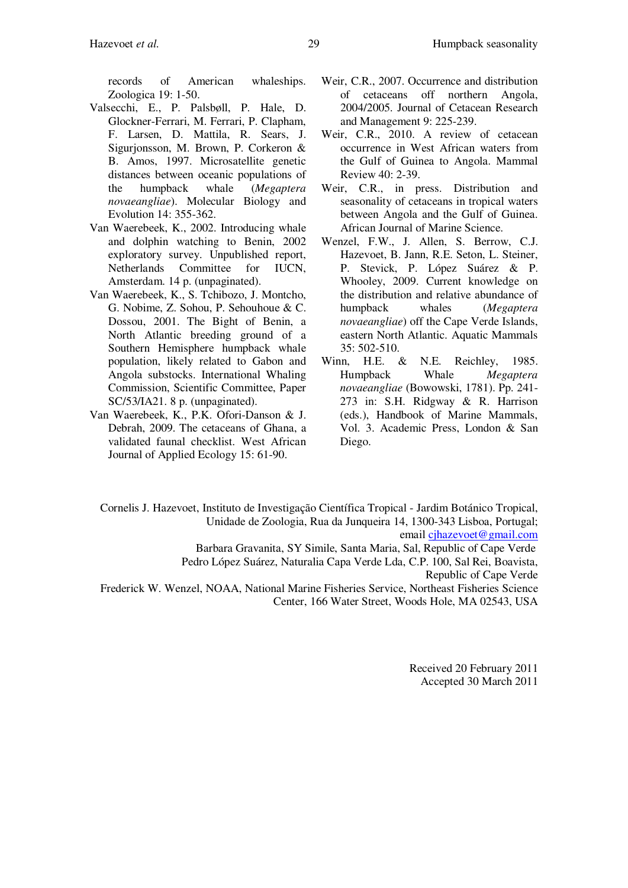records of American whaleships. Zoologica 19: 1-50.

Valsecchi, E., P. Palsbøll, P. Hale, D. Glockner-Ferrari, M. Ferrari, P. Clapham, F. Larsen, D. Mattila, R. Sears, J. Sigurjonsson, M. Brown, P. Corkeron & B. Amos, 1997. Microsatellite genetic distances between oceanic populations of the humpback whale (*Megaptera novaeangliae*). Molecular Biology and Evolution 14: 355-362.

Van Waerebeek, K., 2002. Introducing whale and dolphin watching to Benin, 2002 exploratory survey. Unpublished report, Netherlands Committee for IUCN, Amsterdam. 14 p. (unpaginated).

Van Waerebeek, K., S. Tchibozo, J. Montcho, G. Nobime, Z. Sohou, P. Sehouhoue & C. Dossou, 2001. The Bight of Benin, a North Atlantic breeding ground of a Southern Hemisphere humpback whale population, likely related to Gabon and Angola substocks. International Whaling Commission, Scientific Committee, Paper SC/53/IA21. 8 p. (unpaginated).

Van Waerebeek, K., P.K. Ofori-Danson & J. Debrah, 2009. The cetaceans of Ghana, a validated faunal checklist. West African Journal of Applied Ecology 15: 61-90.

Weir, C.R., 2007. Occurrence and distribution of cetaceans off northern Angola, 2004/2005. Journal of Cetacean Research and Management 9: 225-239.

Weir, C.R., 2010. A review of cetacean occurrence in West African waters from the Gulf of Guinea to Angola. Mammal Review 40: 2-39.

Weir, C.R., in press. Distribution and seasonality of cetaceans in tropical waters between Angola and the Gulf of Guinea. African Journal of Marine Science.

Wenzel, F.W., J. Allen, S. Berrow, C.J. Hazevoet, B. Jann, R.E. Seton, L. Steiner, P. Stevick, P. López Suárez & P. Whooley, 2009. Current knowledge on the distribution and relative abundance of humpback whales (*Megaptera novaeangliae*) off the Cape Verde Islands, eastern North Atlantic. Aquatic Mammals 35: 502-510.

Winn, H.E. & N.E. Reichley, 1985. Humpback Whale *Megaptera novaeangliae* (Bowowski, 1781). Pp. 241-273 in: S.H. Ridgway & R. Harrison (eds.), Handbook of Marine Mammals, Vol. 3. Academic Press, London & San Diego.

Cornelis J. Hazevoet, Instituto de Investigação Científica Tropical - Jardim Botánico Tropical, Unidade de Zoologia, Rua da Junqueira 14, 1300-343 Lisboa, Portugal; email cjhazevoet@gmail.com

Barbara Gravanita, SY Simile, Santa Maria, Sal, Republic of Cape Verde

Pedro López Suárez, Naturalia Capa Verde Lda, C.P. 100, Sal Rei, Boavista, Republic of Cape Verde

Frederick W. Wenzel, NOAA, National Marine Fisheries Service, Northeast Fisheries Science Center, 166 Water Street, Woods Hole, MA 02543, USA

Received 20 February 2011
Accepted 30 March 2011